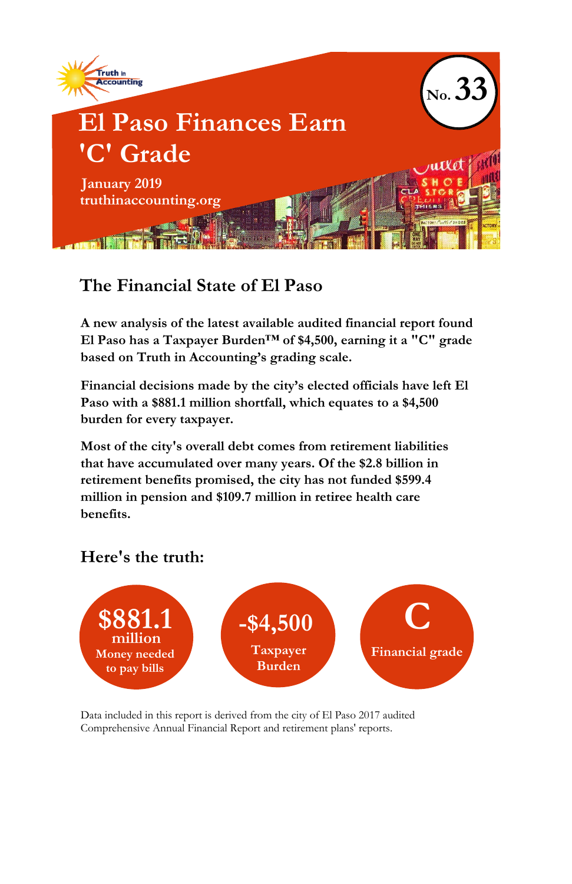Truth in Accounting

# El Paso Finances Earn 'C' Grade

No. 33

January 2019
truthinaccounting.org

## The Financial State of El Paso

**A new analysis of the latest available audited financial report found El Paso has a Taxpayer Burden™ of $4,500, earning it a "C" grade based on Truth in Accounting's grading scale.**

**Financial decisions made by the city's elected officials have left El Paso with a $881.1 million shortfall, which equates to a $4,500 burden for every taxpayer.**

**Most of the city's overall debt comes from retirement liabilities that have accumulated over many years. Of the $2.8 billion in retirement benefits promised, the city has not funded $599.4 million in pension and $109.7 million in retiree health care benefits.**

## Here's the truth:

**$881.1 million**
Money needed to pay bills

**-$4,500**
Taxpayer Burden

**C**
Financial grade

Data included in this report is derived from the city of El Paso 2017 audited Comprehensive Annual Financial Report and retirement plans' reports.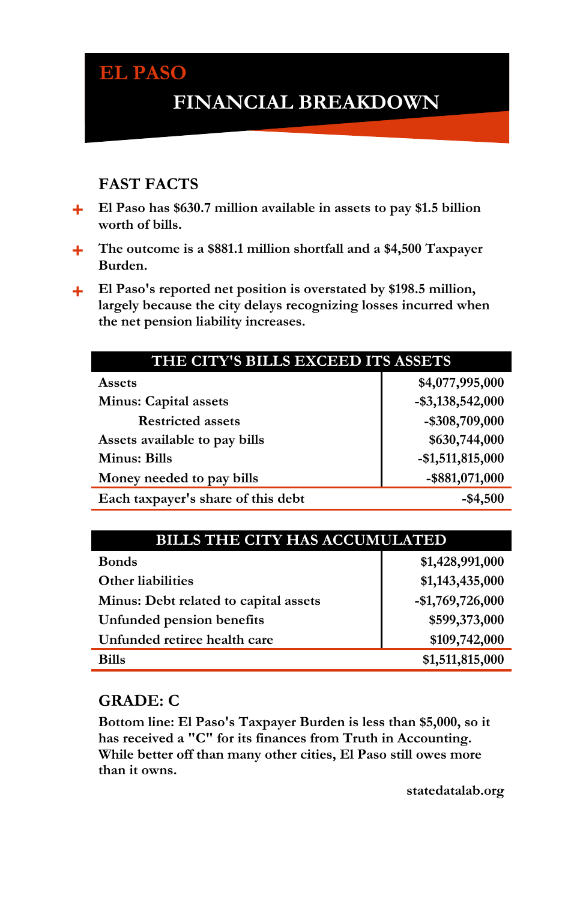# EL PASO

## FINANCIAL BREAKDOWN

### FAST FACTS

- **El Paso has $630.7 million available in assets to pay $1.5 billion worth of bills.**
- **The outcome is a $881.1 million shortfall and a $4,500 Taxpayer Burden.**
- **El Paso's reported net position is overstated by $198.5 million, largely because the city delays recognizing losses incurred when the net pension liability increases.**

| THE CITY'S BILLS EXCEED ITS ASSETS | |
|---|---|
| Assets | $4,077,995,000 |
| Minus: Capital assets | -$3,138,542,000 |
| Restricted assets | -$308,709,000 |
| Assets available to pay bills | $630,744,000 |
| Minus: Bills | -$1,511,815,000 |
| Money needed to pay bills | -$881,071,000 |
| Each taxpayer's share of this debt | -$4,500 |

| BILLS THE CITY HAS ACCUMULATED | |
|---|---|
| Bonds | $1,428,991,000 |
| Other liabilities | $1,143,435,000 |
| Minus: Debt related to capital assets | -$1,769,726,000 |
| Unfunded pension benefits | $599,373,000 |
| Unfunded retiree health care | $109,742,000 |
| Bills | $1,511,815,000 |

### GRADE: C

**Bottom line: El Paso's Taxpayer Burden is less than $5,000, so it has received a "C" for its finances from Truth in Accounting. While better off than many other cities, El Paso still owes more than it owns.**

statedatalab.org